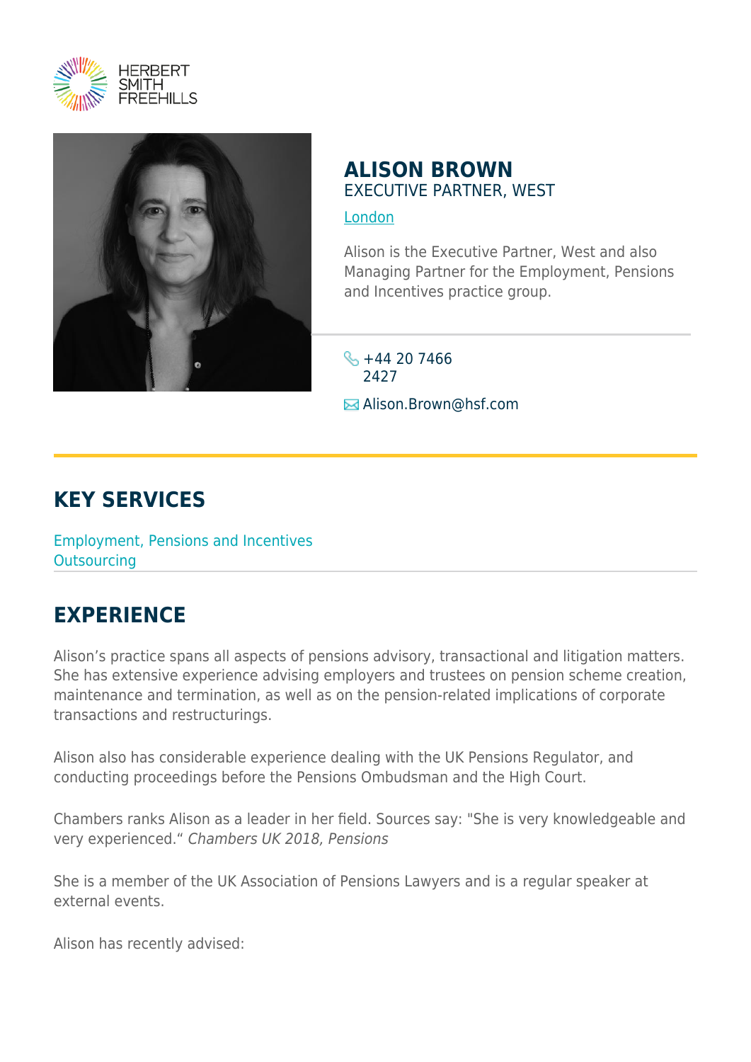HERBERT SMITH FREEHILLS

# ALISON BROWN

EXECUTIVE PARTNER, WEST

London

Alison is the Executive Partner, West and also Managing Partner for the Employment, Pensions and Incentives practice group.

+44 20 7466 2427

Alison.Brown@hsf.com

## KEY SERVICES

Employment, Pensions and Incentives
Outsourcing

## EXPERIENCE

Alison's practice spans all aspects of pensions advisory, transactional and litigation matters. She has extensive experience advising employers and trustees on pension scheme creation, maintenance and termination, as well as on the pension-related implications of corporate transactions and restructurings.

Alison also has considerable experience dealing with the UK Pensions Regulator, and conducting proceedings before the Pensions Ombudsman and the High Court.

Chambers ranks Alison as a leader in her field. Sources say: "She is very knowledgeable and very experienced." *Chambers UK 2018, Pensions*

She is a member of the UK Association of Pensions Lawyers and is a regular speaker at external events.

Alison has recently advised: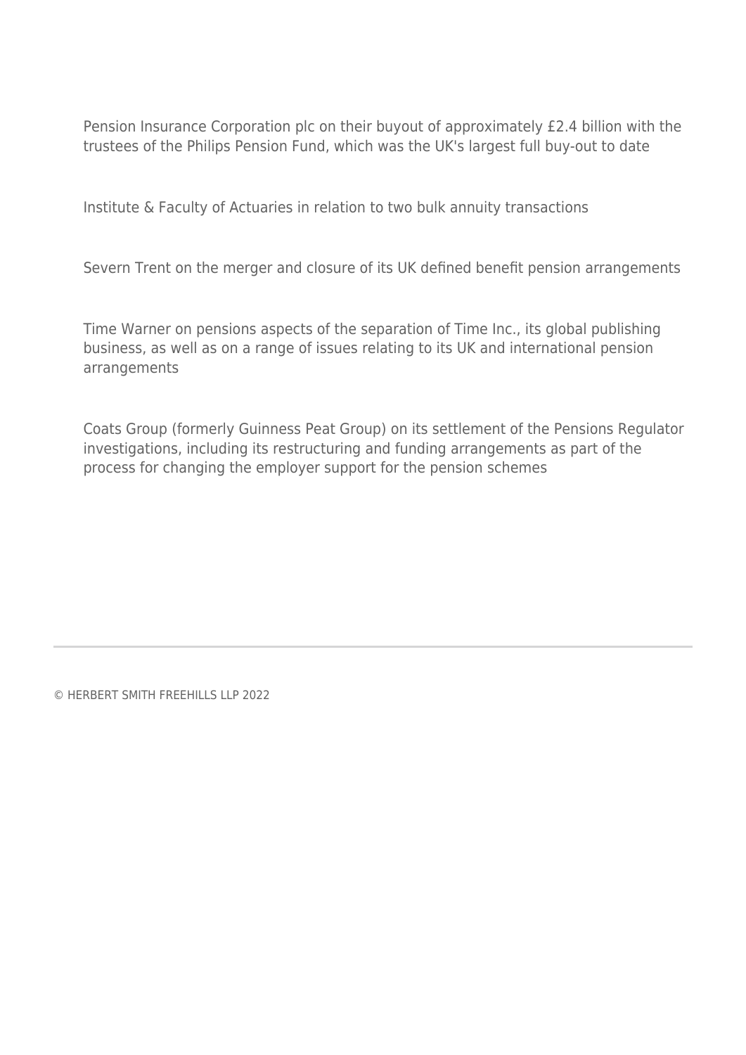Pension Insurance Corporation plc on their buyout of approximately £2.4 billion with the trustees of the Philips Pension Fund, which was the UK's largest full buy-out to date

Institute & Faculty of Actuaries in relation to two bulk annuity transactions

Severn Trent on the merger and closure of its UK defined benefit pension arrangements

Time Warner on pensions aspects of the separation of Time Inc., its global publishing business, as well as on a range of issues relating to its UK and international pension arrangements

Coats Group (formerly Guinness Peat Group) on its settlement of the Pensions Regulator investigations, including its restructuring and funding arrangements as part of the process for changing the employer support for the pension schemes

---

© HERBERT SMITH FREEHILLS LLP 2022